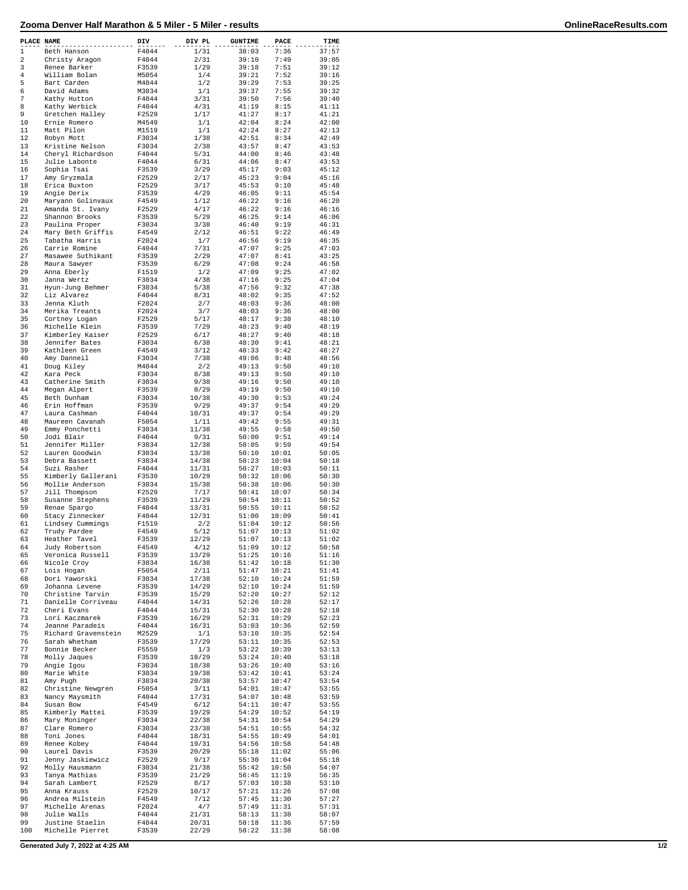# Zooma Denver Half Marathon & 5 Miler - 5 Miler - results

| PLACE | NAME | DIV | DIV PL | GUNTIME | PACE | TIME |
|---|---|---|---|---|---|---|
| 1 | Beth Hanson | F4044 | 1/31 | 38:03 | 7:36 | 37:57 |
| 2 | Christy Aragon | F4044 | 2/31 | 39:10 | 7:49 | 39:05 |
| 3 | Renee Barker | F3539 | 1/29 | 39:18 | 7:51 | 39:12 |
| 4 | William Bolan | M5054 | 1/4 | 39:21 | 7:52 | 39:16 |
| 5 | Bart Carden | M4044 | 1/2 | 39:29 | 7:53 | 39:25 |
| 6 | David Adams | M3034 | 1/1 | 39:37 | 7:55 | 39:32 |
| 7 | Kathy Hutton | F4044 | 3/31 | 39:50 | 7:56 | 39:40 |
| 8 | Kathy Werbick | F4044 | 4/31 | 41:19 | 8:15 | 41:11 |
| 9 | Gretchen Halley | F2529 | 1/17 | 41:27 | 8:17 | 41:21 |
| 10 | Ernie Romero | M4549 | 1/1 | 42:04 | 8:24 | 42:00 |
| 11 | Matt Pilon | M1519 | 1/1 | 42:24 | 8:27 | 42:13 |
| 12 | Robyn Mott | F3034 | 1/38 | 42:51 | 8:34 | 42:49 |
| 13 | Kristine Nelson | F3034 | 2/38 | 43:57 | 8:47 | 43:53 |
| 14 | Cheryl Richardson | F4044 | 5/31 | 44:00 | 8:46 | 43:48 |
| 15 | Julie Labonte | F4044 | 6/31 | 44:06 | 8:47 | 43:53 |
| 16 | Sophia Tsai | F3539 | 3/29 | 45:17 | 9:03 | 45:12 |
| 17 | Amy Gryzmala | F2529 | 2/17 | 45:23 | 9:04 | 45:16 |
| 18 | Erica Buxton | F2529 | 3/17 | 45:53 | 9:10 | 45:48 |
| 19 | Angie Derix | F3539 | 4/29 | 46:05 | 9:11 | 45:54 |
| 20 | Maryann Golinvaux | F4549 | 1/12 | 46:22 | 9:16 | 46:20 |
| 21 | Amanda St. Ivany | F2529 | 4/17 | 46:22 | 9:16 | 46:16 |
| 22 | Shannon Brooks | F3539 | 5/29 | 46:25 | 9:14 | 46:06 |
| 23 | Paulina Proper | F3034 | 3/38 | 46:40 | 9:19 | 46:31 |
| 24 | Mary Beth Griffis | F4549 | 2/12 | 46:51 | 9:22 | 46:49 |
| 25 | Tabatha Harris | F2024 | 1/7 | 46:56 | 9:19 | 46:35 |
| 26 | Carrie Romine | F4044 | 7/31 | 47:07 | 9:25 | 47:03 |
| 27 | Masawee Suthikant | F3539 | 2/29 | 47:07 | 8:41 | 43:25 |
| 28 | Maura Sawyer | F3539 | 6/29 | 47:08 | 9:24 | 46:58 |
| 29 | Anna Eberly | F1519 | 1/2 | 47:09 | 9:25 | 47:02 |
| 30 | Janna Wertz | F3034 | 4/38 | 47:16 | 9:25 | 47:04 |
| 31 | Hyun-Jung Behmer | F3034 | 5/38 | 47:56 | 9:32 | 47:38 |
| 32 | Liz Alvarez | F4044 | 8/31 | 48:02 | 9:35 | 47:52 |
| 33 | Jenna Kluth | F2024 | 2/7 | 48:03 | 9:36 | 48:00 |
| 34 | Merika Treants | F2024 | 3/7 | 48:03 | 9:36 | 48:00 |
| 35 | Cortney Logan | F2529 | 5/17 | 48:17 | 9:38 | 48:10 |
| 36 | Michelle Klein | F3539 | 7/29 | 48:23 | 9:40 | 48:19 |
| 37 | Kimberley Kaiser | F2529 | 6/17 | 48:27 | 9:40 | 48:18 |
| 38 | Jennifer Bates | F3034 | 6/38 | 48:30 | 9:41 | 48:21 |
| 39 | Kathleen Green | F4549 | 3/12 | 48:33 | 9:42 | 48:27 |
| 40 | Amy Danneil | F3034 | 7/38 | 49:06 | 9:48 | 48:56 |
| 41 | Doug Kiley | M4044 | 2/2 | 49:13 | 9:50 | 49:10 |
| 42 | Kara Peck | F3034 | 8/38 | 49:13 | 9:50 | 49:10 |
| 43 | Catherine Smith | F3034 | 9/38 | 49:16 | 9:50 | 49:10 |
| 44 | Megan Alpert | F3539 | 8/29 | 49:19 | 9:50 | 49:10 |
| 45 | Beth Dunham | F3034 | 10/38 | 49:30 | 9:53 | 49:24 |
| 46 | Erin Hoffman | F3539 | 9/29 | 49:37 | 9:54 | 49:29 |
| 47 | Laura Cashman | F4044 | 10/31 | 49:37 | 9:54 | 49:29 |
| 48 | Maureen Cavanah | F5054 | 1/11 | 49:42 | 9:55 | 49:31 |
| 49 | Emmy Ponchetti | F3034 | 11/38 | 49:55 | 9:58 | 49:50 |
| 50 | Jodi Blair | F4044 | 9/31 | 50:00 | 9:51 | 49:14 |
| 51 | Jennifer Miller | F3034 | 12/38 | 50:05 | 9:59 | 49:54 |
| 52 | Lauren Goodwin | F3034 | 13/38 | 50:10 | 10:01 | 50:05 |
| 53 | Debra Bassett | F3034 | 14/38 | 50:23 | 10:04 | 50:18 |
| 54 | Suzi Rasher | F4044 | 11/31 | 50:27 | 10:03 | 50:11 |
| 55 | Kimberly Gallerani | F3539 | 10/29 | 50:32 | 10:06 | 50:30 |
| 56 | Mollie Anderson | F3034 | 15/38 | 50:38 | 10:06 | 50:30 |
| 57 | Jill Thompson | F2529 | 7/17 | 50:41 | 10:07 | 50:34 |
| 58 | Susanne Stephens | F3539 | 11/29 | 50:54 | 10:11 | 50:52 |
| 59 | Renae Spargo | F4044 | 13/31 | 50:55 | 10:11 | 50:52 |
| 60 | Stacy Zinnecker | F4044 | 12/31 | 51:00 | 10:09 | 50:41 |
| 61 | Lindsey Cummings | F1519 | 2/2 | 51:04 | 10:12 | 50:56 |
| 62 | Trudy Pardee | F4549 | 5/12 | 51:07 | 10:13 | 51:02 |
| 63 | Heather Tavel | F3539 | 12/29 | 51:07 | 10:13 | 51:02 |
| 64 | Judy Robertson | F4549 | 4/12 | 51:09 | 10:12 | 50:58 |
| 65 | Veronica Russell | F3539 | 13/29 | 51:25 | 10:16 | 51:16 |
| 66 | Nicole Croy | F3034 | 16/38 | 51:42 | 10:18 | 51:30 |
| 67 | Lois Hogan | F5054 | 2/11 | 51:47 | 10:21 | 51:41 |
| 68 | Dori Yaworski | F3034 | 17/38 | 52:10 | 10:24 | 51:59 |
| 69 | Johanna Levene | F3539 | 14/29 | 52:10 | 10:24 | 51:59 |
| 70 | Christine Tarvin | F3539 | 15/29 | 52:20 | 10:27 | 52:12 |
| 71 | Danielle Corriveau | F4044 | 14/31 | 52:26 | 10:28 | 52:17 |
| 72 | Cheri Evans | F4044 | 15/31 | 52:30 | 10:28 | 52:18 |
| 73 | Lori Kaczmarek | F3539 | 16/29 | 52:31 | 10:29 | 52:23 |
| 74 | Jeanne Paradeis | F4044 | 16/31 | 53:03 | 10:36 | 52:59 |
| 75 | Richard Gravenstein | M2529 | 1/1 | 53:10 | 10:35 | 52:54 |
| 76 | Sarah Whetham | F3539 | 17/29 | 53:11 | 10:35 | 52:53 |
| 77 | Bonnie Becker | F5559 | 1/3 | 53:22 | 10:39 | 53:13 |
| 78 | Molly Jaques | F3539 | 18/29 | 53:24 | 10:40 | 53:18 |
| 79 | Angie Igou | F3034 | 18/38 | 53:26 | 10:40 | 53:16 |
| 80 | Marie White | F3034 | 19/38 | 53:42 | 10:41 | 53:24 |
| 81 | Amy Pugh | F3034 | 20/38 | 53:57 | 10:47 | 53:54 |
| 82 | Christine Newgren | F5054 | 3/11 | 54:01 | 10:47 | 53:55 |
| 83 | Nancy Maysmith | F4044 | 17/31 | 54:07 | 10:48 | 53:59 |
| 84 | Susan Bow | F4549 | 6/12 | 54:11 | 10:47 | 53:55 |
| 85 | Kimberly Mattei | F3539 | 19/29 | 54:29 | 10:52 | 54:19 |
| 86 | Mary Moninger | F3034 | 22/38 | 54:31 | 10:54 | 54:29 |
| 87 | Clare Romero | F3034 | 23/38 | 54:51 | 10:55 | 54:32 |
| 88 | Toni Jones | F4044 | 18/31 | 54:55 | 10:49 | 54:01 |
| 89 | Renee Kobey | F4044 | 19/31 | 54:56 | 10:58 | 54:48 |
| 90 | Laurel Davis | F3539 | 20/29 | 55:18 | 11:02 | 55:06 |
| 91 | Jenny Jaskiewicz | F2529 | 9/17 | 55:30 | 11:04 | 55:18 |
| 92 | Molly Hausmann | F3034 | 21/38 | 55:42 | 10:50 | 54:07 |
| 93 | Tanya Mathias | F3539 | 21/29 | 56:45 | 11:19 | 56:35 |
| 94 | Sarah Lambert | F2529 | 8/17 | 57:03 | 10:38 | 53:10 |
| 95 | Anna Krauss | F2529 | 10/17 | 57:21 | 11:26 | 57:08 |
| 96 | Andrea Milstein | F4549 | 7/12 | 57:45 | 11:30 | 57:27 |
| 97 | Michelle Arenas | F2024 | 4/7 | 57:49 | 11:31 | 57:31 |
| 98 | Julie Walls | F4044 | 21/31 | 58:13 | 11:38 | 58:07 |
| 99 | Justine Staelin | F4044 | 20/31 | 58:18 | 11:36 | 57:59 |
| 100 | Michelle Pierret | F3539 | 22/29 | 58:22 | 11:38 | 58:08 |

Generated July 7, 2022 at 4:25 AM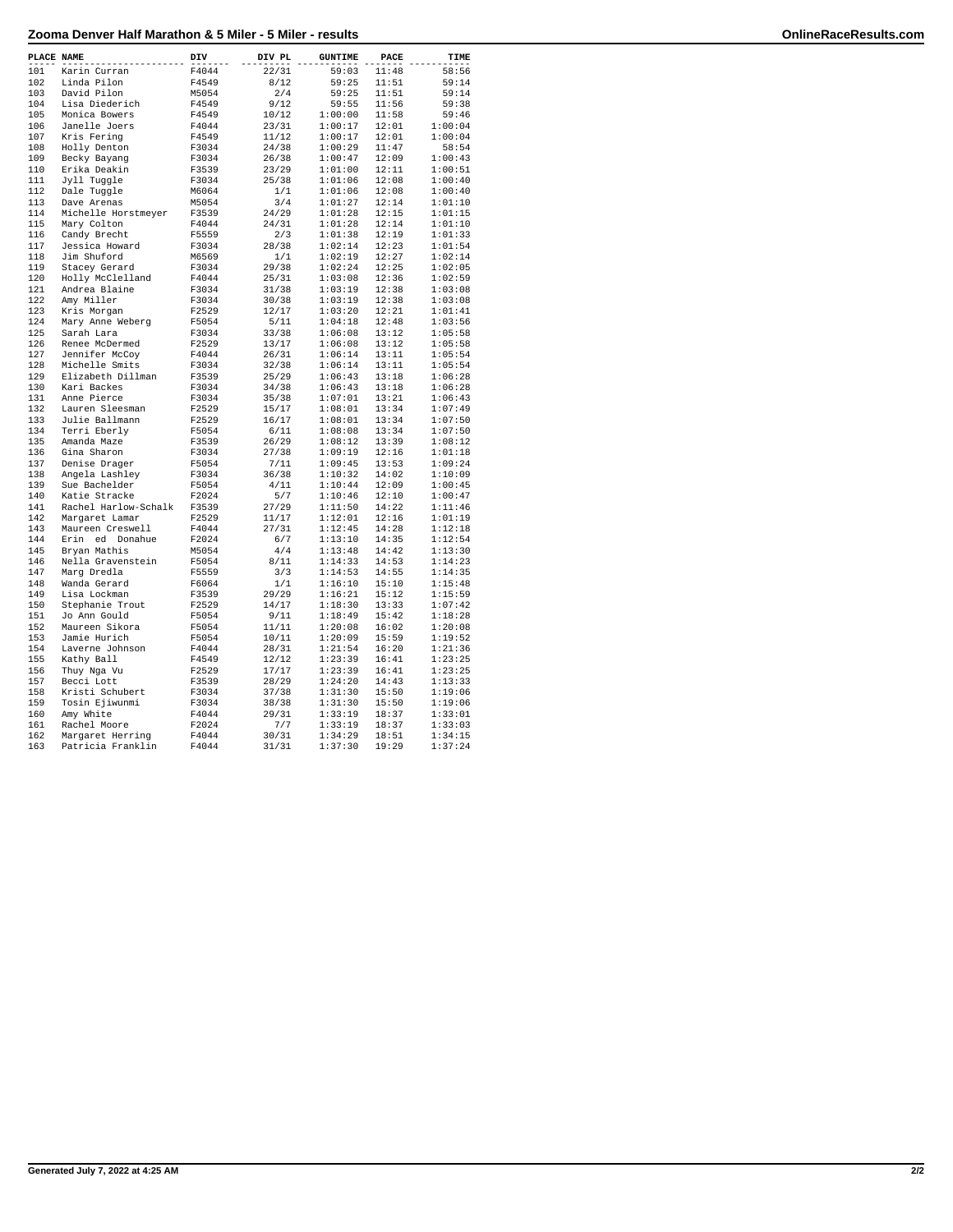# Zooma Denver Half Marathon & 5 Miler - 5 Miler - results

| PLACE | NAME | DIV | DIV PL | GUNTIME | PACE | TIME |
|---|---|---|---|---|---|---|
| 101 | Karin Curran | F4044 | 22/31 | 59:03 | 11:48 | 58:56 |
| 102 | Linda Pilon | F4549 | 8/12 | 59:25 | 11:51 | 59:14 |
| 103 | David Pilon | M5054 | 2/4 | 59:25 | 11:51 | 59:14 |
| 104 | Lisa Diederich | F4549 | 9/12 | 59:55 | 11:56 | 59:38 |
| 105 | Monica Bowers | F4549 | 10/12 | 1:00:00 | 11:58 | 59:46 |
| 106 | Janelle Joers | F4044 | 23/31 | 1:00:17 | 12:01 | 1:00:04 |
| 107 | Kris Fering | F4549 | 11/12 | 1:00:17 | 12:01 | 1:00:04 |
| 108 | Holly Denton | F3034 | 24/38 | 1:00:29 | 11:47 | 58:54 |
| 109 | Becky Bayang | F3034 | 26/38 | 1:00:47 | 12:09 | 1:00:43 |
| 110 | Erika Deakin | F3539 | 23/29 | 1:01:00 | 12:11 | 1:00:51 |
| 111 | Jyll Tuggle | F3034 | 25/38 | 1:01:06 | 12:08 | 1:00:40 |
| 112 | Dale Tuggle | M6064 | 1/1 | 1:01:06 | 12:08 | 1:00:40 |
| 113 | Dave Arenas | M5054 | 3/4 | 1:01:27 | 12:14 | 1:01:10 |
| 114 | Michelle Horstmeyer | F3539 | 24/29 | 1:01:28 | 12:15 | 1:01:15 |
| 115 | Mary Colton | F4044 | 24/31 | 1:01:28 | 12:14 | 1:01:10 |
| 116 | Candy Brecht | F5559 | 2/3 | 1:01:38 | 12:19 | 1:01:33 |
| 117 | Jessica Howard | F3034 | 28/38 | 1:02:14 | 12:23 | 1:01:54 |
| 118 | Jim Shuford | M6569 | 1/1 | 1:02:19 | 12:27 | 1:02:14 |
| 119 | Stacey Gerard | F3034 | 29/38 | 1:02:24 | 12:25 | 1:02:05 |
| 120 | Holly McClelland | F4044 | 25/31 | 1:03:08 | 12:36 | 1:02:59 |
| 121 | Andrea Blaine | F3034 | 31/38 | 1:03:19 | 12:38 | 1:03:08 |
| 122 | Amy Miller | F3034 | 30/38 | 1:03:19 | 12:38 | 1:03:08 |
| 123 | Kris Morgan | F2529 | 12/17 | 1:03:20 | 12:21 | 1:01:41 |
| 124 | Mary Anne Weberg | F5054 | 5/11 | 1:04:18 | 12:48 | 1:03:56 |
| 125 | Sarah Lara | F3034 | 33/38 | 1:06:08 | 13:12 | 1:05:58 |
| 126 | Renee McDermed | F2529 | 13/17 | 1:06:08 | 13:12 | 1:05:58 |
| 127 | Jennifer McCoy | F4044 | 26/31 | 1:06:14 | 13:11 | 1:05:54 |
| 128 | Michelle Smits | F3034 | 32/38 | 1:06:14 | 13:11 | 1:05:54 |
| 129 | Elizabeth Dillman | F3539 | 25/29 | 1:06:43 | 13:18 | 1:06:28 |
| 130 | Kari Backes | F3034 | 34/38 | 1:06:43 | 13:18 | 1:06:28 |
| 131 | Anne Pierce | F3034 | 35/38 | 1:07:01 | 13:21 | 1:06:43 |
| 132 | Lauren Sleesman | F2529 | 15/17 | 1:08:01 | 13:34 | 1:07:49 |
| 133 | Julie Ballmann | F2529 | 16/17 | 1:08:01 | 13:34 | 1:07:50 |
| 134 | Terri Eberly | F5054 | 6/11 | 1:08:08 | 13:34 | 1:07:50 |
| 135 | Amanda Maze | F3539 | 26/29 | 1:08:12 | 13:39 | 1:08:12 |
| 136 | Gina Sharon | F3034 | 27/38 | 1:09:19 | 12:16 | 1:01:18 |
| 137 | Denise Drager | F5054 | 7/11 | 1:09:45 | 13:53 | 1:09:24 |
| 138 | Angela Lashley | F3034 | 36/38 | 1:10:32 | 14:02 | 1:10:09 |
| 139 | Sue Bachelder | F5054 | 4/11 | 1:10:44 | 12:09 | 1:00:45 |
| 140 | Katie Stracke | F2024 | 5/7 | 1:10:46 | 12:10 | 1:00:47 |
| 141 | Rachel Harlow-Schalk | F3539 | 27/29 | 1:11:50 | 14:22 | 1:11:46 |
| 142 | Margaret Lamar | F2529 | 11/17 | 1:12:01 | 12:16 | 1:01:19 |
| 143 | Maureen Creswell | F4044 | 27/31 | 1:12:45 | 14:28 | 1:12:18 |
| 144 | Erin ed Donahue | F2024 | 6/7 | 1:13:10 | 14:35 | 1:12:54 |
| 145 | Bryan Mathis | M5054 | 4/4 | 1:13:48 | 14:42 | 1:13:30 |
| 146 | Nella Gravenstein | F5054 | 8/11 | 1:14:33 | 14:53 | 1:14:23 |
| 147 | Marg Dredla | F5559 | 3/3 | 1:14:53 | 14:55 | 1:14:35 |
| 148 | Wanda Gerard | F6064 | 1/1 | 1:16:10 | 15:10 | 1:15:48 |
| 149 | Lisa Lockman | F3539 | 29/29 | 1:16:21 | 15:12 | 1:15:59 |
| 150 | Stephanie Trout | F2529 | 14/17 | 1:18:30 | 13:33 | 1:07:42 |
| 151 | Jo Ann Gould | F5054 | 9/11 | 1:18:49 | 15:42 | 1:18:28 |
| 152 | Maureen Sikora | F5054 | 11/11 | 1:20:08 | 16:02 | 1:20:08 |
| 153 | Jamie Hurich | F5054 | 10/11 | 1:20:09 | 15:59 | 1:19:52 |
| 154 | Laverne Johnson | F4044 | 28/31 | 1:21:54 | 16:20 | 1:21:36 |
| 155 | Kathy Ball | F4549 | 12/12 | 1:23:39 | 16:41 | 1:23:25 |
| 156 | Thuy Nga Vu | F2529 | 17/17 | 1:23:39 | 16:41 | 1:23:25 |
| 157 | Becci Lott | F3539 | 28/29 | 1:24:20 | 14:43 | 1:13:33 |
| 158 | Kristi Schubert | F3034 | 37/38 | 1:31:30 | 15:50 | 1:19:06 |
| 159 | Tosin Ejiwunmi | F3034 | 38/38 | 1:31:30 | 15:50 | 1:19:06 |
| 160 | Amy White | F4044 | 29/31 | 1:33:19 | 18:37 | 1:33:01 |
| 161 | Rachel Moore | F2024 | 7/7 | 1:33:19 | 18:37 | 1:33:03 |
| 162 | Margaret Herring | F4044 | 30/31 | 1:34:29 | 18:51 | 1:34:15 |
| 163 | Patricia Franklin | F4044 | 31/31 | 1:37:30 | 19:29 | 1:37:24 |

Generated July 7, 2022 at 4:25 AM